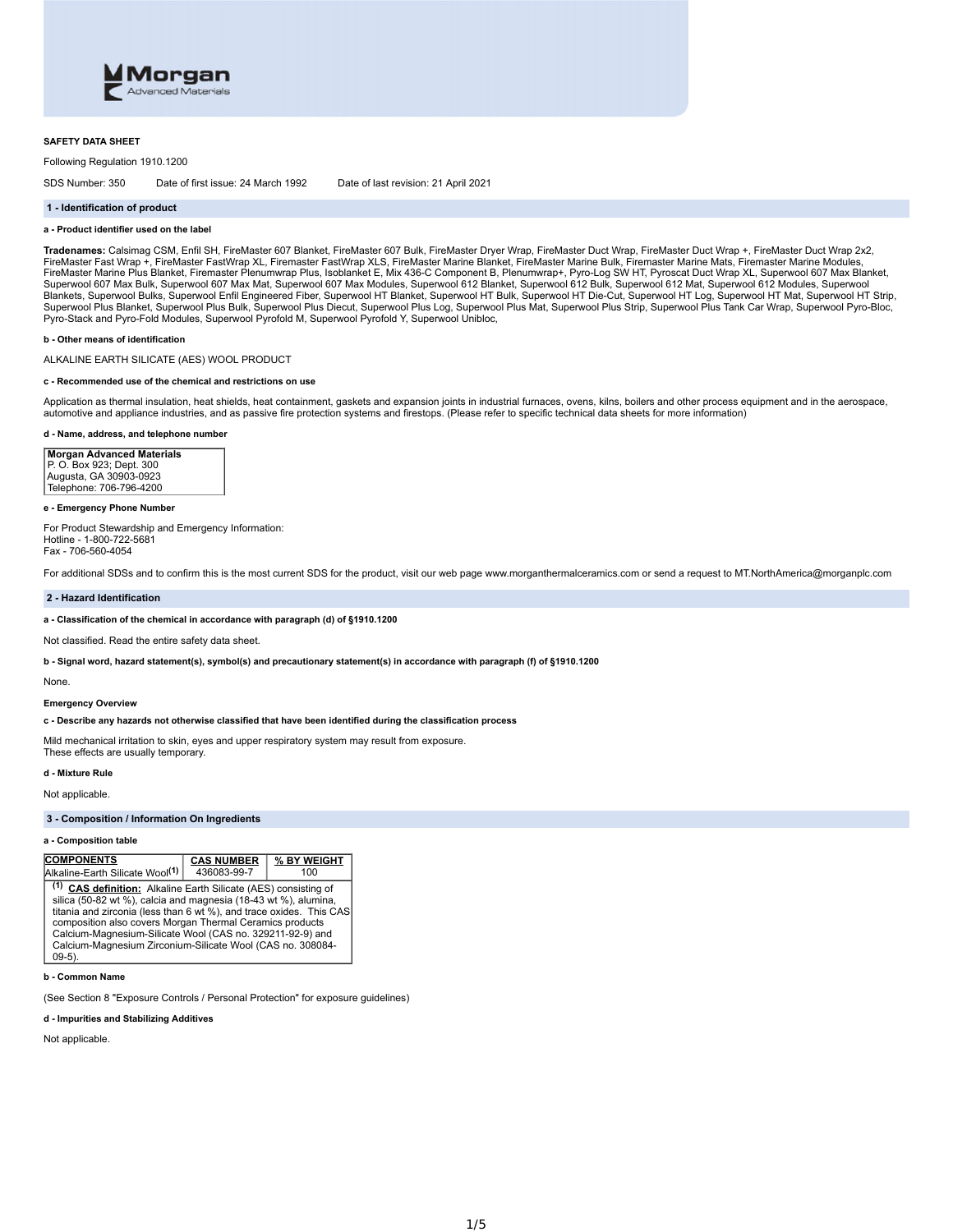Morgan Advanced Materials

**SAFETY DATA SHEET**

Following Regulation 1910.1200

SDS Number: 350 Date of first issue: 24 March 1992 Date of last revision: 21 April 2021

## 1 - Identification of product

**a - Product identifier used on the label**

**Tradenames:** Calsimag CSM, Enfil SH, FireMaster 607 Blanket, FireMaster 607 Bulk, FireMaster Dryer Wrap, FireMaster Duct Wrap, FireMaster Duct Wrap +, FireMaster Duct Wrap 2x2, FireMaster Fast Wrap +, FireMaster FastWrap XL, Firemaster FastWrap XLS, FireMaster Marine Blanket, FireMaster Marine Bulk, Firemaster Marine Mats, Firemaster Marine Modules, FireMaster Marine Plus Blanket, Firemaster Plenumwrap Plus, Isoblanket E, Mix 436-C Component B, Plenumwrap+, Pyro-Log SW HT, Pyroscat Duct Wrap XL, Superwool 607 Max Blanket, Superwool 607 Max Bulk, Superwool 607 Max Mat, Superwool 607 Max Modules, Superwool 612 Blanket, Superwool 612 Bulk, Superwool 612 Mat, Superwool 612 Modules, Superwool Blankets, Superwool Bulks, Superwool Enfil Engineered Fiber, Superwool HT Blanket, Superwool HT Bulk, Superwool HT Die-Cut, Superwool HT Log, Superwool HT Mat, Superwool HT Strip, Superwool Plus Blanket, Superwool Plus Bulk, Superwool Plus Diecut, Superwool Plus Log, Superwool Plus Mat, Superwool Plus Strip, Superwool Plus Tank Car Wrap, Superwool Pyro-Bloc, Pyro-Stack and Pyro-Fold Modules, Superwool Pyrofold M, Superwool Pyrofold Y, Superwool Unibloc,

**b - Other means of identification**

ALKALINE EARTH SILICATE (AES) WOOL PRODUCT

**c - Recommended use of the chemical and restrictions on use**

Application as thermal insulation, heat shields, heat containment, gaskets and expansion joints in industrial furnaces, ovens, kilns, boilers and other process equipment and in the aerospace, automotive and appliance industries, and as passive fire protection systems and firestops. (Please refer to specific technical data sheets for more information)

**d - Name, address, and telephone number**

**Morgan Advanced Materials**
P. O. Box 923; Dept. 300
Augusta, GA 30903-0923
Telephone: 706-796-4200

**e - Emergency Phone Number**

For Product Stewardship and Emergency Information:
Hotline - 1-800-722-5681
Fax - 706-560-4054

For additional SDSs and to confirm this is the most current SDS for the product, visit our web page www.morganthermalceramics.com or send a request to MT.NorthAmerica@morganplc.com

## 2 - Hazard Identification

**a - Classification of the chemical in accordance with paragraph (d) of §1910.1200**

Not classified. Read the entire safety data sheet.

**b - Signal word, hazard statement(s), symbol(s) and precautionary statement(s) in accordance with paragraph (f) of §1910.1200**

None.

**Emergency Overview**

**c - Describe any hazards not otherwise classified that have been identified during the classification process**

Mild mechanical irritation to skin, eyes and upper respiratory system may result from exposure.
These effects are usually temporary.

**d - Mixture Rule**

Not applicable.

## 3 - Composition / Information On Ingredients

**a - Composition table**

| COMPONENTS | CAS NUMBER | % BY WEIGHT |
|---|---|---|
| Alkaline-Earth Silicate Wool[1] | 436083-99-7 | 100 |

[1] **CAS definition:** Alkaline Earth Silicate (AES) consisting of silica (50-82 wt %), calcia and magnesia (18-43 wt %), alumina, titania and zirconia (less than 6 wt %), and trace oxides. This CAS composition also covers Morgan Thermal Ceramics products Calcium-Magnesium-Silicate Wool (CAS no. 329211-92-9) and Calcium-Magnesium Zirconium-Silicate Wool (CAS no. 308084-09-5).

**b - Common Name**

(See Section 8 "Exposure Controls / Personal Protection" for exposure guidelines)

**d - Impurities and Stabilizing Additives**

Not applicable.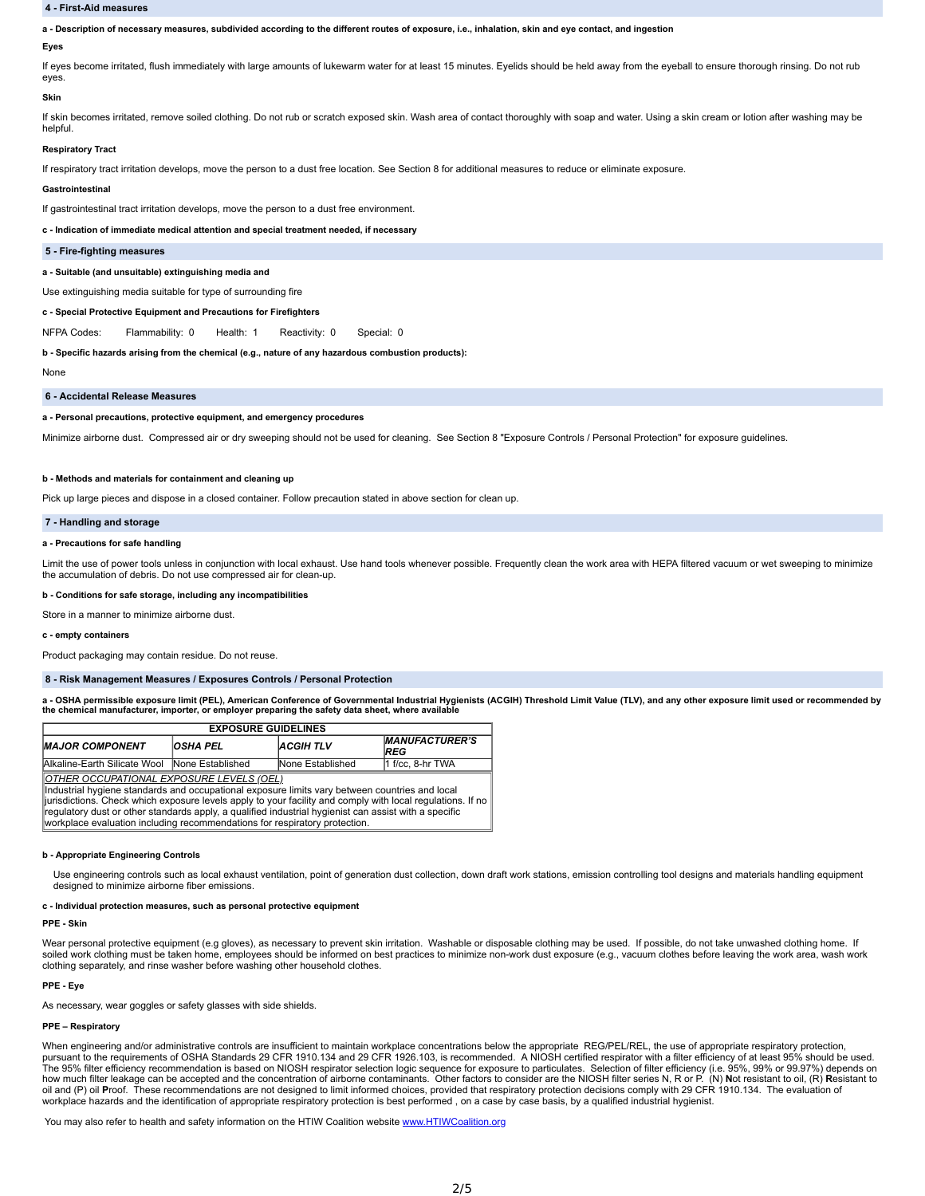## 4 - First-Aid measures

**a - Description of necessary measures, subdivided according to the different routes of exposure, i.e., inhalation, skin and eye contact, and ingestion**

**Eyes**

If eyes become irritated, flush immediately with large amounts of lukewarm water for at least 15 minutes. Eyelids should be held away from the eyeball to ensure thorough rinsing. Do not rub eyes.

**Skin**

If skin becomes irritated, remove soiled clothing. Do not rub or scratch exposed skin. Wash area of contact thoroughly with soap and water. Using a skin cream or lotion after washing may be helpful.

**Respiratory Tract**

If respiratory tract irritation develops, move the person to a dust free location. See Section 8 for additional measures to reduce or eliminate exposure.

**Gastrointestinal**

If gastrointestinal tract irritation develops, move the person to a dust free environment.

**c - Indication of immediate medical attention and special treatment needed, if necessary**

## 5 - Fire-fighting measures

**a - Suitable (and unsuitable) extinguishing media and**

Use extinguishing media suitable for type of surrounding fire

**c - Special Protective Equipment and Precautions for Firefighters**

NFPA Codes: Flammability: 0 Health: 1 Reactivity: 0 Special: 0

**b - Specific hazards arising from the chemical (e.g., nature of any hazardous combustion products):**

None

## 6 - Accidental Release Measures

**a - Personal precautions, protective equipment, and emergency procedures**

Minimize airborne dust. Compressed air or dry sweeping should not be used for cleaning. See Section 8 "Exposure Controls / Personal Protection" for exposure guidelines.

**b - Methods and materials for containment and cleaning up**

Pick up large pieces and dispose in a closed container. Follow precaution stated in above section for clean up.

## 7 - Handling and storage

**a - Precautions for safe handling**

Limit the use of power tools unless in conjunction with local exhaust. Use hand tools whenever possible. Frequently clean the work area with HEPA filtered vacuum or wet sweeping to minimize the accumulation of debris. Do not use compressed air for clean-up.

**b - Conditions for safe storage, including any incompatibilities**

Store in a manner to minimize airborne dust.

**c - empty containers**

Product packaging may contain residue. Do not reuse.

## 8 - Risk Management Measures / Exposures Controls / Personal Protection

**a - OSHA permissible exposure limit (PEL), American Conference of Governmental Industrial Hygienists (ACGIH) Threshold Limit Value (TLV), and any other exposure limit used or recommended by the chemical manufacturer, importer, or employer preparing the safety data sheet, where available**

| EXPOSURE GUIDELINES | | | |
|---|---|---|---|
| ***MAJOR COMPONENT*** | ***OSHA PEL*** | ***ACGIH TLV*** | ***MANUFACTURER'S REG*** |
| Alkaline-Earth Silicate Wool | None Established | None Established | 1 f/cc, 8-hr TWA |

*OTHER OCCUPATIONAL EXPOSURE LEVELS (OEL)*
Industrial hygiene standards and occupational exposure limits vary between countries and local jurisdictions. Check which exposure levels apply to your facility and comply with local regulations. If no regulatory dust or other standards apply, a qualified industrial hygienist can assist with a specific workplace evaluation including recommendations for respiratory protection.

**b - Appropriate Engineering Controls**

Use engineering controls such as local exhaust ventilation, point of generation dust collection, down draft work stations, emission controlling tool designs and materials handling equipment designed to minimize airborne fiber emissions.

**c - Individual protection measures, such as personal protective equipment**

**PPE - Skin**

Wear personal protective equipment (e.g gloves), as necessary to prevent skin irritation. Washable or disposable clothing may be used. If possible, do not take unwashed clothing home. If soiled work clothing must be taken home, employees should be informed on best practices to minimize non-work dust exposure (e.g., vacuum clothes before leaving the work area, wash work clothing separately, and rinse washer before washing other household clothes.

**PPE - Eye**

As necessary, wear goggles or safety glasses with side shields.

**PPE – Respiratory**

When engineering and/or administrative controls are insufficient to maintain workplace concentrations below the appropriate REG/PEL/REL, the use of appropriate respiratory protection, pursuant to the requirements of OSHA Standards 29 CFR 1910.134 and 29 CFR 1926.103, is recommended. A NIOSH certified respirator with a filter efficiency of at least 95% should be used. The 95% filter efficiency recommendation is based on NIOSH respirator selection logic sequence for exposure to particulates. Selection of filter efficiency (i.e. 95%, 99% or 99.97%) depends on how much filter leakage can be accepted and the concentration of airborne contaminants. Other factors to consider are the NIOSH filter series N, R or P. (N) **N**ot resistant to oil, (R) **R**esistant to oil and (P) oil **P**roof. These recommendations are not designed to limit informed choices, provided that respiratory protection decisions comply with 29 CFR 1910.134. The evaluation of workplace hazards and the identification of appropriate respiratory protection is best performed , on a case by case basis, by a qualified industrial hygienist.

You may also refer to health and safety information on the HTIW Coalition website www.HTIWCoalition.org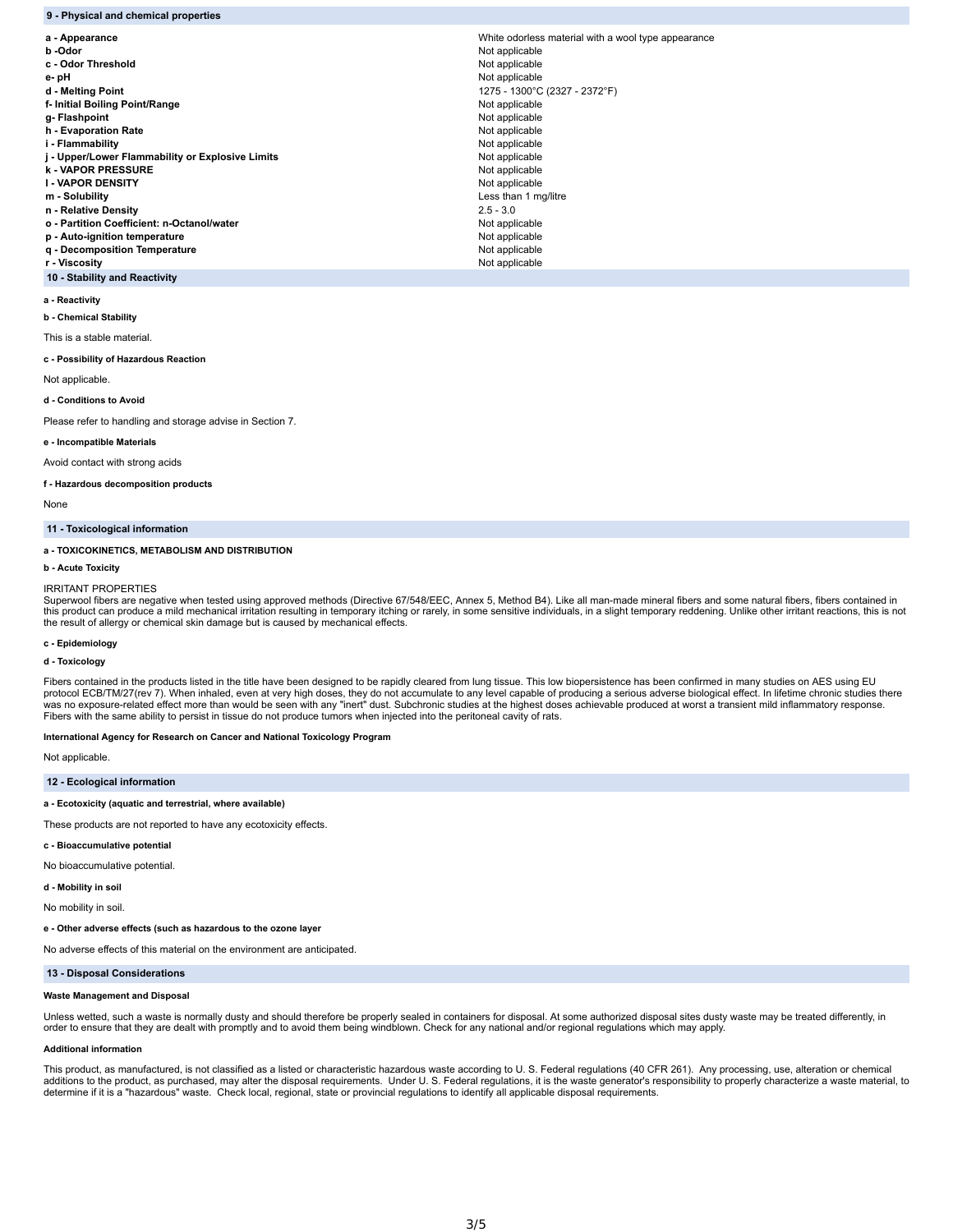## 9 - Physical and chemical properties

| Property | Value |
| --- | --- |
| **a - Appearance** | White odorless material with a wool type appearance |
| **b -Odor** | Not applicable |
| **c - Odor Threshold** | Not applicable |
| **e- pH** | Not applicable |
| **d - Melting Point** | 1275 - 1300°C (2327 - 2372°F) |
| **f- Initial Boiling Point/Range** | Not applicable |
| **g- Flashpoint** | Not applicable |
| **h - Evaporation Rate** | Not applicable |
| **i - Flammability** | Not applicable |
| **j - Upper/Lower Flammability or Explosive Limits** | Not applicable |
| **k - VAPOR PRESSURE** | Not applicable |
| **l - VAPOR DENSITY** | Not applicable |
| **m - Solubility** | Less than 1 mg/litre |
| **n - Relative Density** | 2.5 - 3.0 |
| **o - Partition Coefficient: n-Octanol/water** | Not applicable |
| **p - Auto-ignition temperature** | Not applicable |
| **q - Decomposition Temperature** | Not applicable |
| **r - Viscosity** | Not applicable |

## 10 - Stability and Reactivity

**a - Reactivity**

**b - Chemical Stability**

This is a stable material.

**c - Possibility of Hazardous Reaction**

Not applicable.

**d - Conditions to Avoid**

Please refer to handling and storage advise in Section 7.

**e - Incompatible Materials**

Avoid contact with strong acids

**f - Hazardous decomposition products**

None

## 11 - Toxicological information

**a - TOXICOKINETICS, METABOLISM AND DISTRIBUTION**

**b - Acute Toxicity**

IRRITANT PROPERTIES
Superwool fibers are negative when tested using approved methods (Directive 67/548/EEC, Annex 5, Method B4). Like all man-made mineral fibers and some natural fibers, fibers contained in this product can produce a mild mechanical irritation resulting in temporary itching or rarely, in some sensitive individuals, in a slight temporary reddening. Unlike other irritant reactions, this is not the result of allergy or chemical skin damage but is caused by mechanical effects.

**c - Epidemiology**

**d - Toxicology**

Fibers contained in the products listed in the title have been designed to be rapidly cleared from lung tissue. This low biopersistence has been confirmed in many studies on AES using EU protocol ECB/TM/27(rev 7). When inhaled, even at very high doses, they do not accumulate to any level capable of producing a serious adverse biological effect. In lifetime chronic studies there was no exposure-related effect more than would be seen with any "inert" dust. Subchronic studies at the highest doses achievable produced at worst a transient mild inflammatory response. Fibers with the same ability to persist in tissue do not produce tumors when injected into the peritoneal cavity of rats.

**International Agency for Research on Cancer and National Toxicology Program**

Not applicable.

## 12 - Ecological information

**a - Ecotoxicity (aquatic and terrestrial, where available)**

These products are not reported to have any ecotoxicity effects.

**c - Bioaccumulative potential**

No bioaccumulative potential.

**d - Mobility in soil**

No mobility in soil.

**e - Other adverse effects (such as hazardous to the ozone layer**

No adverse effects of this material on the environment are anticipated.

## 13 - Disposal Considerations

**Waste Management and Disposal**

Unless wetted, such a waste is normally dusty and should therefore be properly sealed in containers for disposal. At some authorized disposal sites dusty waste may be treated differently, in order to ensure that they are dealt with promptly and to avoid them being windblown. Check for any national and/or regional regulations which may apply.

**Additional information**

This product, as manufactured, is not classified as a listed or characteristic hazardous waste according to U. S. Federal regulations (40 CFR 261). Any processing, use, alteration or chemical additions to the product, as purchased, may alter the disposal requirements. Under U. S. Federal regulations, it is the waste generator's responsibility to properly characterize a waste material, to determine if it is a "hazardous" waste. Check local, regional, state or provincial regulations to identify all applicable disposal requirements.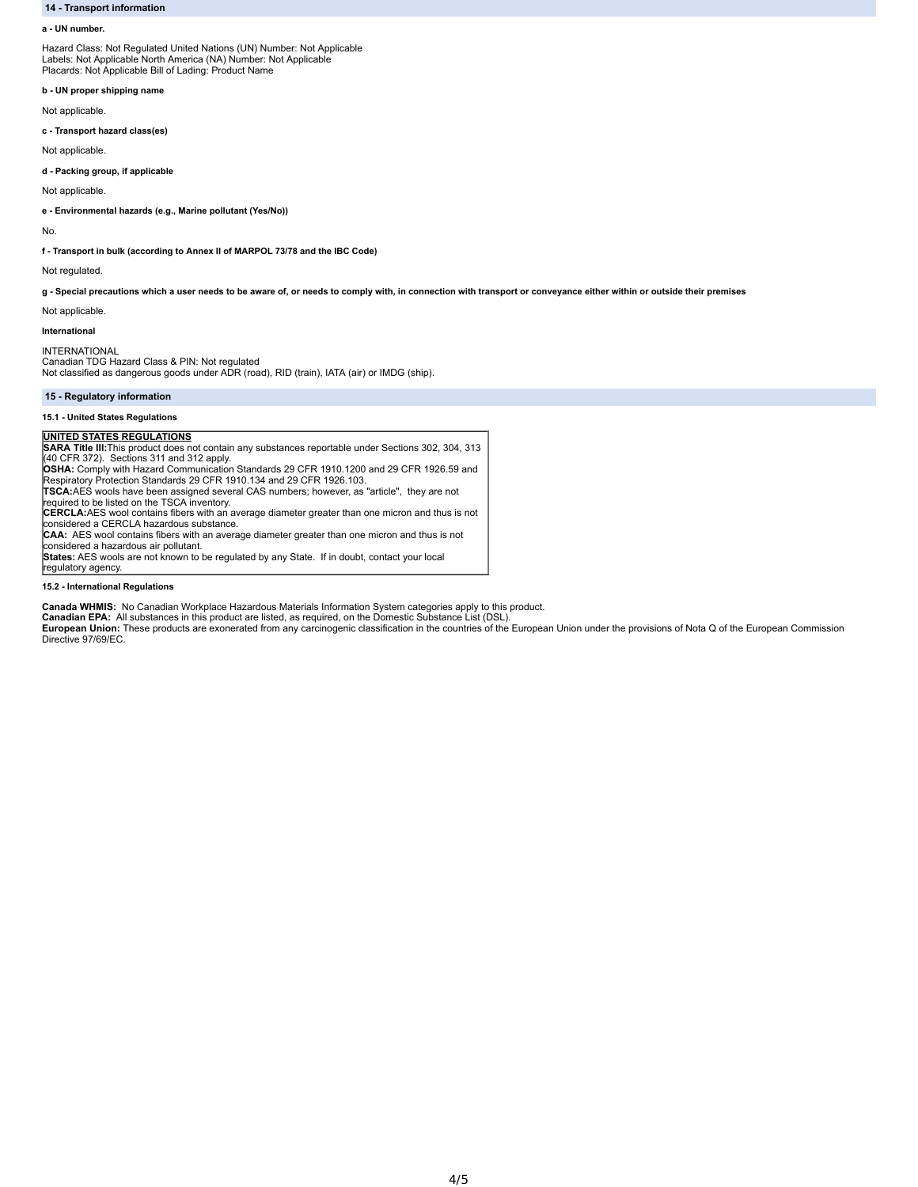## 14 - Transport information

**a - UN number.**

Hazard Class: Not Regulated United Nations (UN) Number: Not Applicable
Labels: Not Applicable North America (NA) Number: Not Applicable
Placards: Not Applicable Bill of Lading: Product Name

**b - UN proper shipping name**

Not applicable.

**c - Transport hazard class(es)**

Not applicable.

**d - Packing group, if applicable**

Not applicable.

**e - Environmental hazards (e.g., Marine pollutant (Yes/No))**

No.

**f - Transport in bulk (according to Annex II of MARPOL 73/78 and the IBC Code)**

Not regulated.

**g - Special precautions which a user needs to be aware of, or needs to comply with, in connection with transport or conveyance either within or outside their premises**

Not applicable.

**International**

INTERNATIONAL
Canadian TDG Hazard Class & PIN: Not regulated
Not classified as dangerous goods under ADR (road), RID (train), IATA (air) or IMDG (ship).

## 15 - Regulatory information

**15.1 - United States Regulations**

**UNITED STATES REGULATIONS**
**SARA Title III:** This product does not contain any substances reportable under Sections 302, 304, 313 (40 CFR 372). Sections 311 and 312 apply.
**OSHA:** Comply with Hazard Communication Standards 29 CFR 1910.1200 and 29 CFR 1926.59 and Respiratory Protection Standards 29 CFR 1910.134 and 29 CFR 1926.103.
**TSCA:** AES wools have been assigned several CAS numbers; however, as "article", they are not required to be listed on the TSCA inventory.
**CERCLA:** AES wool contains fibers with an average diameter greater than one micron and thus is not considered a CERCLA hazardous substance.
**CAA:** AES wool contains fibers with an average diameter greater than one micron and thus is not considered a hazardous air pollutant.
**States:** AES wools are not known to be regulated by any State. If in doubt, contact your local regulatory agency.

**15.2 - International Regulations**

**Canada WHMIS:** No Canadian Workplace Hazardous Materials Information System categories apply to this product.
**Canadian EPA:** All substances in this product are listed, as required, on the Domestic Substance List (DSL).
**European Union:** These products are exonerated from any carcinogenic classification in the countries of the European Union under the provisions of Nota Q of the European Commission Directive 97/69/EC.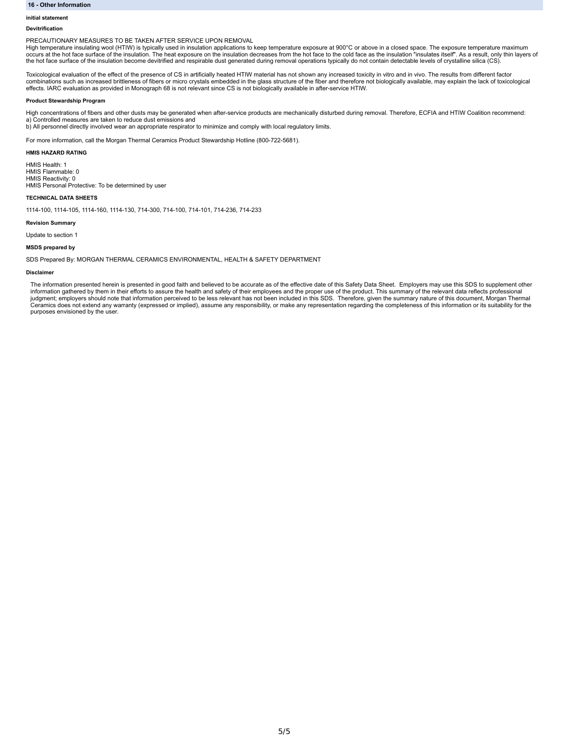## 16 - Other Information

**initial statement**

**Devitrification**

PRECAUTIONARY MEASURES TO BE TAKEN AFTER SERVICE UPON REMOVAL
High temperature insulating wool (HTIW) is typically used in insulation applications to keep temperature exposure at 900°C or above in a closed space. The exposure temperature maximum occurs at the hot face surface of the insulation. The heat exposure on the insulation decreases from the hot face to the cold face as the insulation "insulates itself". As a result, only thin layers of the hot face surface of the insulation become devitrified and respirable dust generated during removal operations typically do not contain detectable levels of crystalline silica (CS).

Toxicological evaluation of the effect of the presence of CS in artificially heated HTIW material has not shown any increased toxicity in vitro and in vivo. The results from different factor combinations such as increased brittleness of fibers or micro crystals embedded in the glass structure of the fiber and therefore not biologically available, may explain the lack of toxicological effects. IARC evaluation as provided in Monograph 68 is not relevant since CS is not biologically available in after-service HTIW.

**Product Stewardship Program**

High concentrations of fibers and other dusts may be generated when after-service products are mechanically disturbed during removal. Therefore, ECFIA and HTIW Coalition recommend:
a) Controlled measures are taken to reduce dust emissions and
b) All personnel directly involved wear an appropriate respirator to minimize and comply with local regulatory limits.

For more information, call the Morgan Thermal Ceramics Product Stewardship Hotline (800-722-5681).

**HMIS HAZARD RATING**

HMIS Health: 1
HMIS Flammable: 0
HMIS Reactivity: 0
HMIS Personal Protective: To be determined by user

**TECHNICAL DATA SHEETS**

1114-100, 1114-105, 1114-160, 1114-130, 714-300, 714-100, 714-101, 714-236, 714-233

**Revision Summary**

Update to section 1

**MSDS prepared by**

SDS Prepared By: MORGAN THERMAL CERAMICS ENVIRONMENTAL, HEALTH & SAFETY DEPARTMENT

**Disclaimer**

The information presented herein is presented in good faith and believed to be accurate as of the effective date of this Safety Data Sheet. Employers may use this SDS to supplement other information gathered by them in their efforts to assure the health and safety of their employees and the proper use of the product. This summary of the relevant data reflects professional judgment; employers should note that information perceived to be less relevant has not been included in this SDS. Therefore, given the summary nature of this document, Morgan Thermal Ceramics does not extend any warranty (expressed or implied), assume any responsibility, or make any representation regarding the completeness of this information or its suitability for the purposes envisioned by the user.